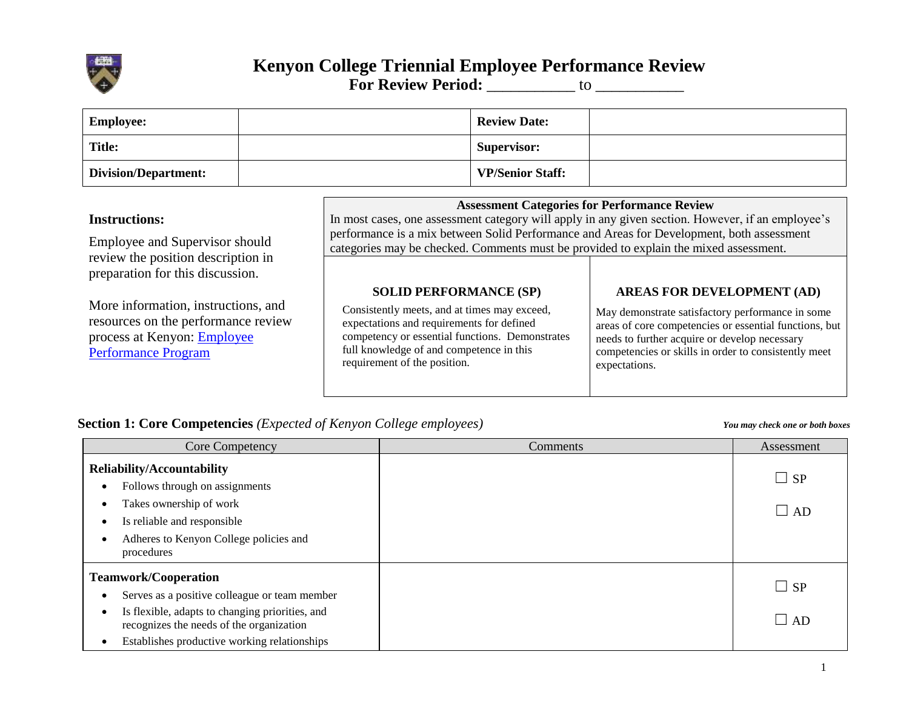# Kenyon College Triennial Employee Performance Review

**For Review Period: ___________ to ___________**

| **Employee:** | | **Review Date:** | |
|---|---|---|---|
| **Title:** | | **Supervisor:** | |
| **Division/Department:** | | **VP/Senior Staff:** | |

**Instructions:**

Employee and Supervisor should review the position description in preparation for this discussion.

More information, instructions, and resources on the performance review process at Kenyon: [Employee Performance Program]

**Assessment Categories for Performance Review**

In most cases, one assessment category will apply in any given section. However, if an employee's performance is a mix between Solid Performance and Areas for Development, both assessment categories may be checked. Comments must be provided to explain the mixed assessment.

| **SOLID PERFORMANCE (SP)** | **AREAS FOR DEVELOPMENT (AD)** |
|---|---|
| Consistently meets, and at times may exceed, expectations and requirements for defined competency or essential functions. Demonstrates full knowledge of and competence in this requirement of the position. | May demonstrate satisfactory performance in some areas of core competencies or essential functions, but needs to further acquire or develop necessary competencies or skills in order to consistently meet expectations. |

## Section 1: Core Competencies *(Expected of Kenyon College employees)*

***You may check one or both boxes***

| Core Competency | Comments | Assessment |
|---|---|---|
| **Reliability/Accountability**<br>• Follows through on assignments<br>• Takes ownership of work<br>• Is reliable and responsible<br>• Adheres to Kenyon College policies and procedures | | ☐ SP<br>☐ AD |
| **Teamwork/Cooperation**<br>• Serves as a positive colleague or team member<br>• Is flexible, adapts to changing priorities, and recognizes the needs of the organization<br>• Establishes productive working relationships | | ☐ SP<br>☐ AD |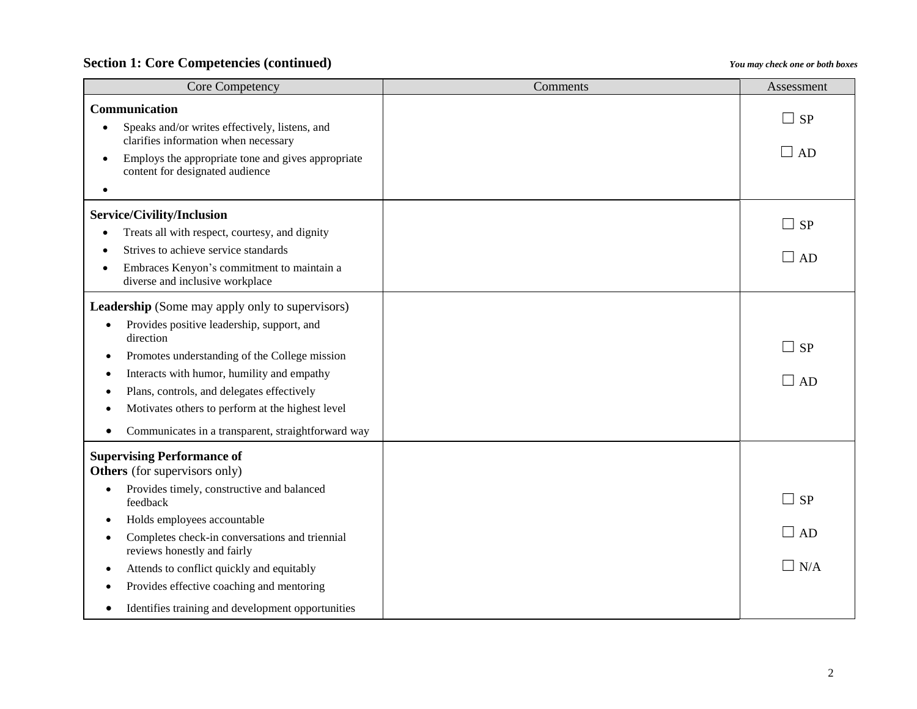## Section 1: Core Competencies (continued)

*You may check one or both boxes*

| Core Competency | Comments | Assessment |
|---|---|---|
| **Communication**<br>• Speaks and/or writes effectively, listens, and clarifies information when necessary<br>• Employs the appropriate tone and gives appropriate content for designated audience<br>• | | ☐ SP<br>☐ AD |
| **Service/Civility/Inclusion**<br>• Treats all with respect, courtesy, and dignity<br>• Strives to achieve service standards<br>• Embraces Kenyon's commitment to maintain a diverse and inclusive workplace | | ☐ SP<br>☐ AD |
| **Leadership** (Some may apply only to supervisors)<br>• Provides positive leadership, support, and direction<br>• Promotes understanding of the College mission<br>• Interacts with humor, humility and empathy<br>• Plans, controls, and delegates effectively<br>• Motivates others to perform at the highest level<br>• Communicates in a transparent, straightforward way | | ☐ SP<br>☐ AD |
| **Supervising Performance of Others** (for supervisors only)<br>• Provides timely, constructive and balanced feedback<br>• Holds employees accountable<br>• Completes check-in conversations and triennial reviews honestly and fairly<br>• Attends to conflict quickly and equitably<br>• Provides effective coaching and mentoring<br>• Identifies training and development opportunities | | ☐ SP<br>☐ AD<br>☐ N/A |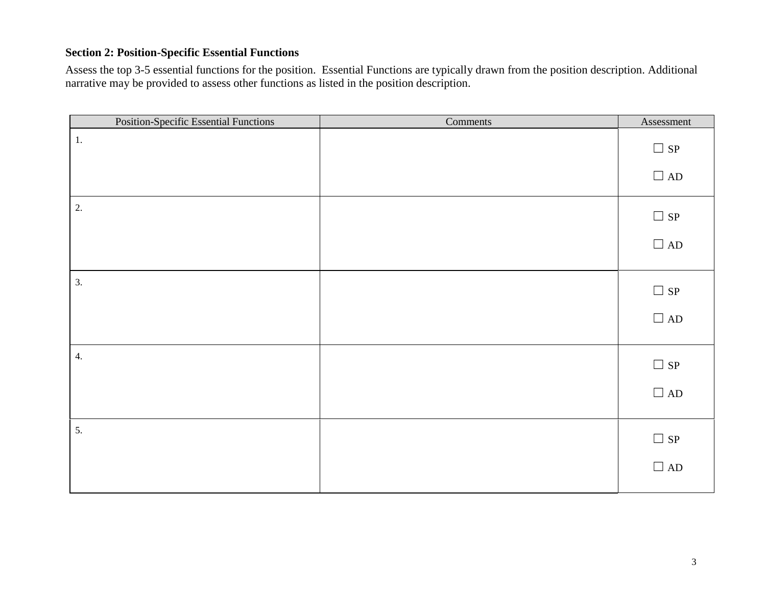**Section 2: Position-Specific Essential Functions**

Assess the top 3-5 essential functions for the position. Essential Functions are typically drawn from the position description. Additional narrative may be provided to assess other functions as listed in the position description.

| Position-Specific Essential Functions | Comments | Assessment |
|---|---|---|
| 1. | | ☐ SP<br>☐ AD |
| 2. | | ☐ SP<br>☐ AD |
| 3. | | ☐ SP<br>☐ AD |
| 4. | | ☐ SP<br>☐ AD |
| 5. | | ☐ SP<br>☐ AD |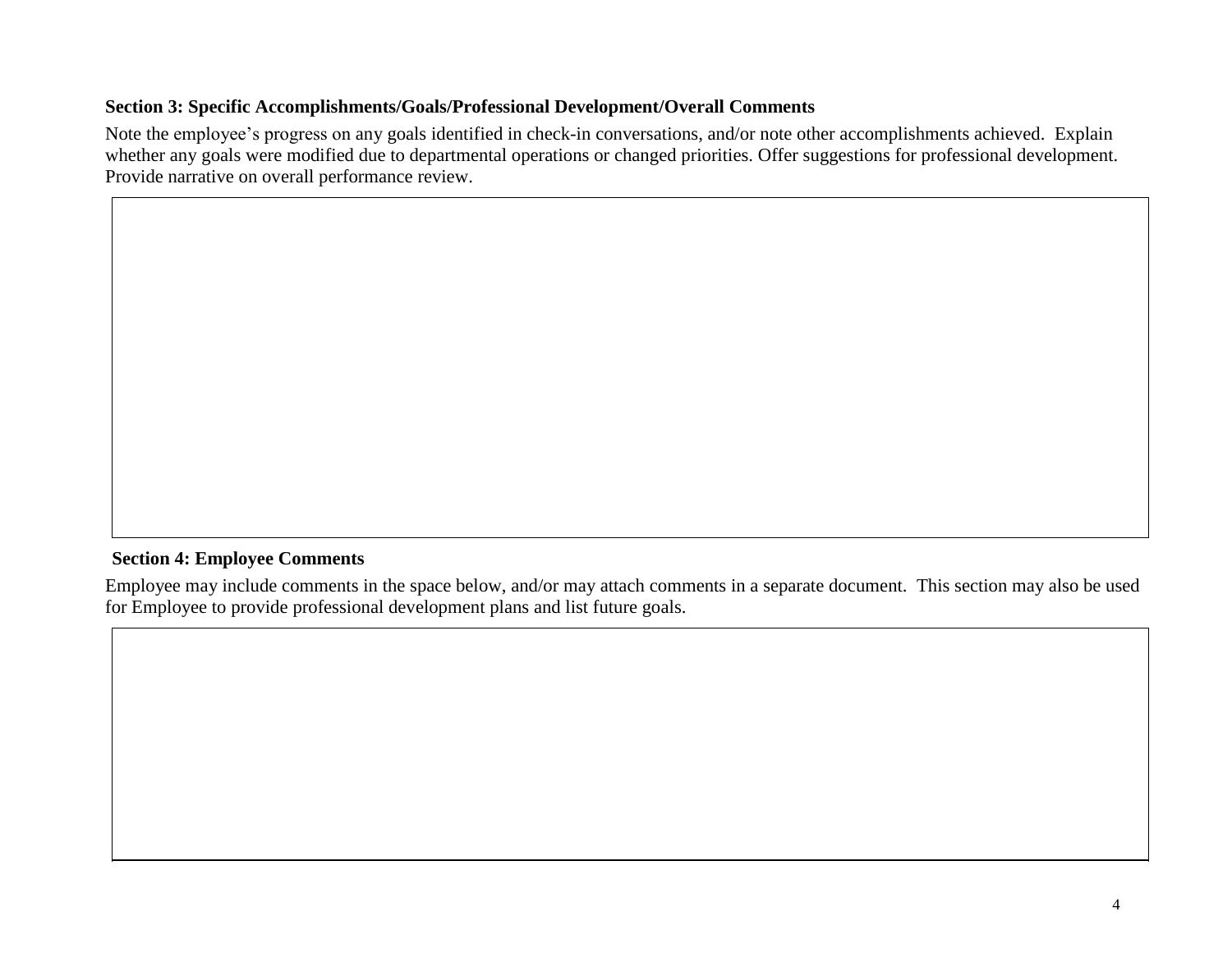**Section 3: Specific Accomplishments/Goals/Professional Development/Overall Comments**

Note the employee's progress on any goals identified in check-in conversations, and/or note other accomplishments achieved. Explain whether any goals were modified due to departmental operations or changed priorities. Offer suggestions for professional development. Provide narrative on overall performance review.

|  |
|---|
|  |

**Section 4: Employee Comments**

Employee may include comments in the space below, and/or may attach comments in a separate document. This section may also be used for Employee to provide professional development plans and list future goals.

|  |
|---|
|  |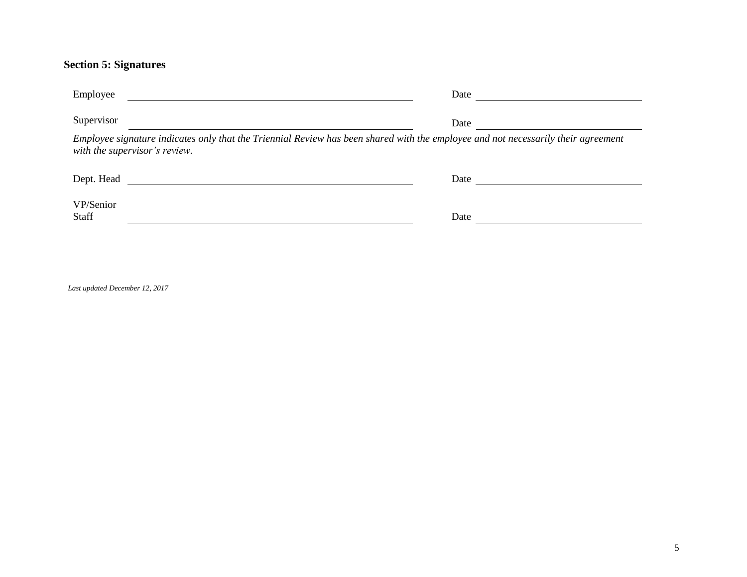### Section 5: Signatures

Employee \_\_\_\_\_\_\_\_\_\_\_\_\_\_\_\_\_\_\_\_\_\_\_\_\_\_\_\_\_\_\_\_\_\_\_\_\_\_\_\_ Date \_\_\_\_\_\_\_\_\_\_\_\_\_\_\_\_\_\_\_\_\_\_\_\_

Supervisor \_\_\_\_\_\_\_\_\_\_\_\_\_\_\_\_\_\_\_\_\_\_\_\_\_\_\_\_\_\_\_\_\_\_\_\_\_\_\_\_ Date \_\_\_\_\_\_\_\_\_\_\_\_\_\_\_\_\_\_\_\_\_\_\_\_

*Employee signature indicates only that the Triennial Review has been shared with the employee and not necessarily their agreement with the supervisor's review.*

Dept. Head \_\_\_\_\_\_\_\_\_\_\_\_\_\_\_\_\_\_\_\_\_\_\_\_\_\_\_\_\_\_\_\_\_\_\_\_\_\_\_\_ Date \_\_\_\_\_\_\_\_\_\_\_\_\_\_\_\_\_\_\_\_\_\_\_\_

VP/Senior Staff \_\_\_\_\_\_\_\_\_\_\_\_\_\_\_\_\_\_\_\_\_\_\_\_\_\_\_\_\_\_\_\_\_\_\_\_\_\_\_\_ Date \_\_\_\_\_\_\_\_\_\_\_\_\_\_\_\_\_\_\_\_\_\_\_\_

*Last updated December 12, 2017*